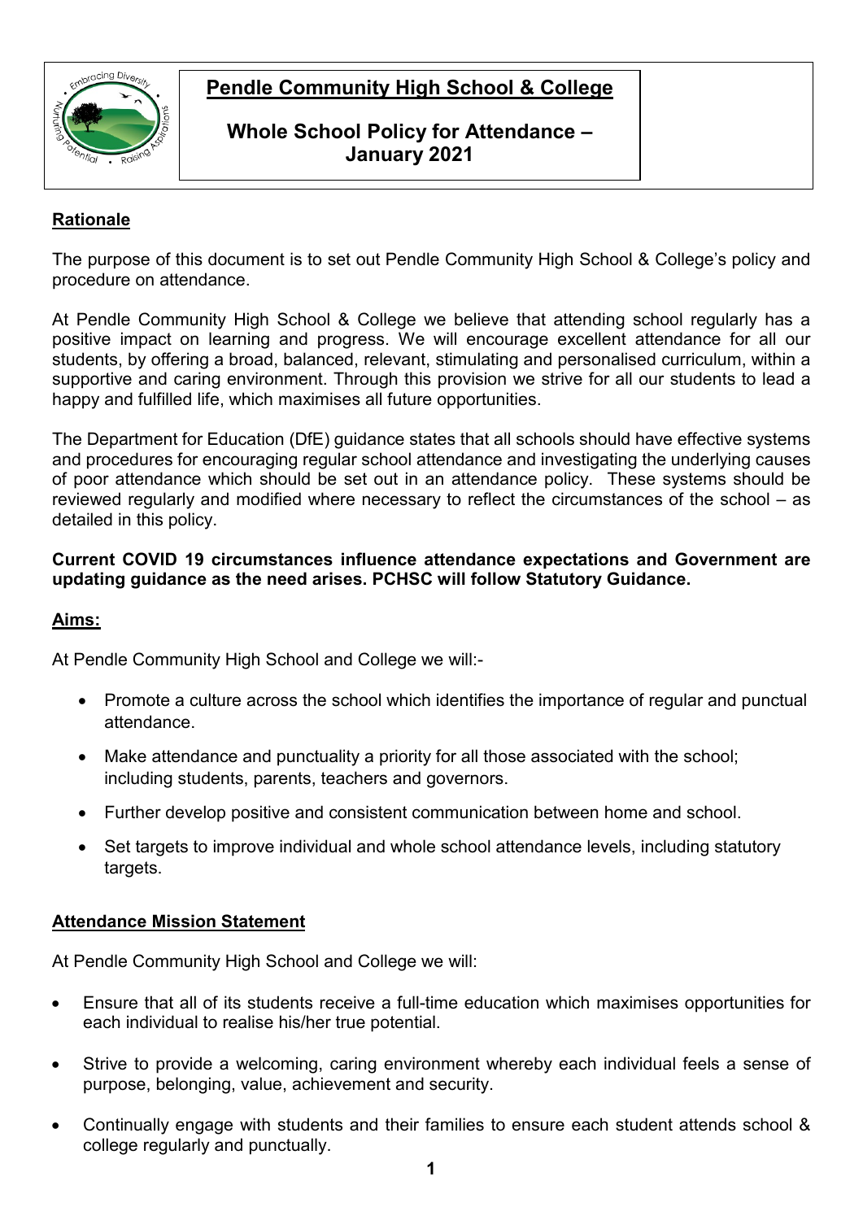# Pendle Community High School & College

## Whole School Policy for Attendance – January 2021

### Rationale

The purpose of this document is to set out Pendle Community High School & College's policy and procedure on attendance.

At Pendle Community High School & College we believe that attending school regularly has a positive impact on learning and progress. We will encourage excellent attendance for all our students, by offering a broad, balanced, relevant, stimulating and personalised curriculum, within a supportive and caring environment. Through this provision we strive for all our students to lead a happy and fulfilled life, which maximises all future opportunities.

The Department for Education (DfE) guidance states that all schools should have effective systems and procedures for encouraging regular school attendance and investigating the underlying causes of poor attendance which should be set out in an attendance policy. These systems should be reviewed regularly and modified where necessary to reflect the circumstances of the school – as detailed in this policy.

**Current COVID 19 circumstances influence attendance expectations and Government are updating guidance as the need arises. PCHSC will follow Statutory Guidance.**

### Aims:

At Pendle Community High School and College we will:-

- Promote a culture across the school which identifies the importance of regular and punctual attendance.
- Make attendance and punctuality a priority for all those associated with the school; including students, parents, teachers and governors.
- Further develop positive and consistent communication between home and school.
- Set targets to improve individual and whole school attendance levels, including statutory targets.

### Attendance Mission Statement

At Pendle Community High School and College we will:

- Ensure that all of its students receive a full-time education which maximises opportunities for each individual to realise his/her true potential.
- Strive to provide a welcoming, caring environment whereby each individual feels a sense of purpose, belonging, value, achievement and security.
- Continually engage with students and their families to ensure each student attends school & college regularly and punctually.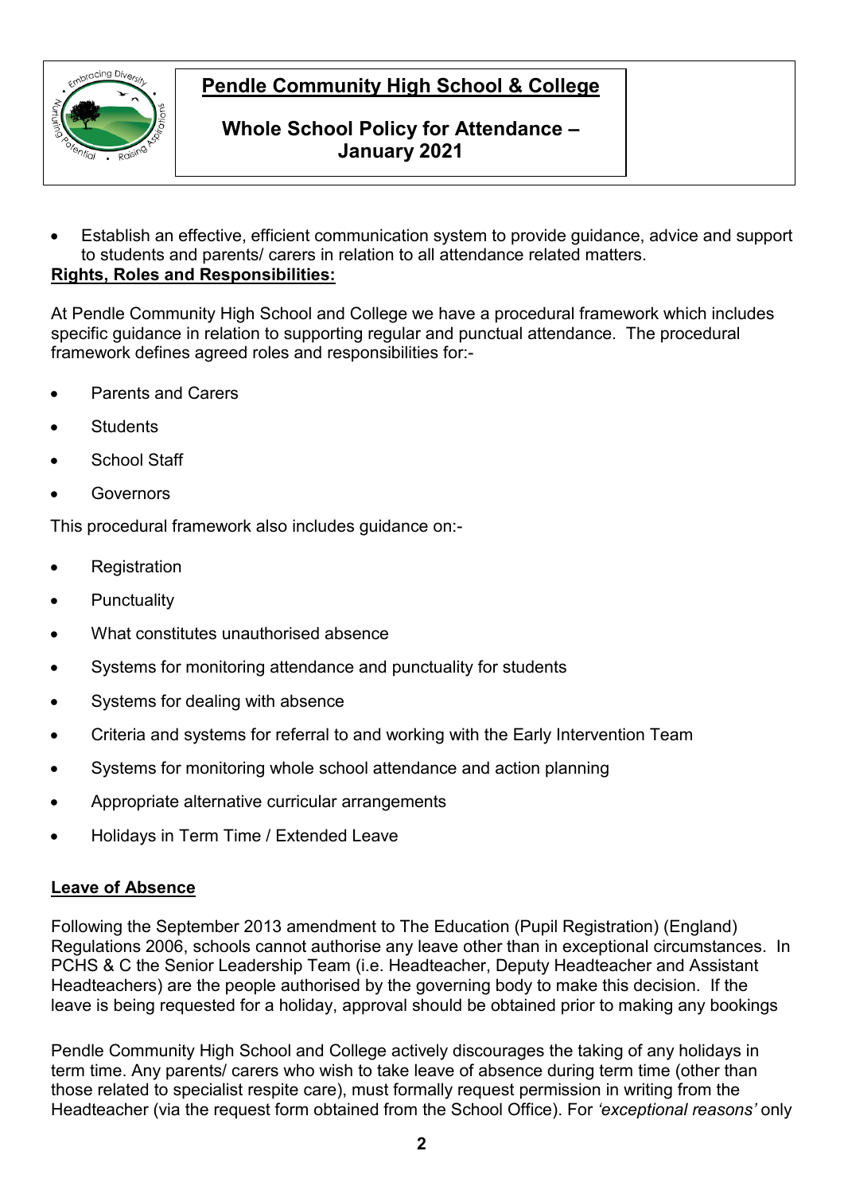- Establish an effective, efficient communication system to provide guidance, advice and support to students and parents/ carers in relation to all attendance related matters.

**Rights, Roles and Responsibilities:**

At Pendle Community High School and College we have a procedural framework which includes specific guidance in relation to supporting regular and punctual attendance. The procedural framework defines agreed roles and responsibilities for:-

- Parents and Carers
- Students
- School Staff
- Governors

This procedural framework also includes guidance on:-

- Registration
- Punctuality
- What constitutes unauthorised absence
- Systems for monitoring attendance and punctuality for students
- Systems for dealing with absence
- Criteria and systems for referral to and working with the Early Intervention Team
- Systems for monitoring whole school attendance and action planning
- Appropriate alternative curricular arrangements
- Holidays in Term Time / Extended Leave

**Leave of Absence**

Following the September 2013 amendment to The Education (Pupil Registration) (England) Regulations 2006, schools cannot authorise any leave other than in exceptional circumstances. In PCHS & C the Senior Leadership Team (i.e. Headteacher, Deputy Headteacher and Assistant Headteachers) are the people authorised by the governing body to make this decision. If the leave is being requested for a holiday, approval should be obtained prior to making any bookings

Pendle Community High School and College actively discourages the taking of any holidays in term time. Any parents/ carers who wish to take leave of absence during term time (other than those related to specialist respite care), must formally request permission in writing from the Headteacher (via the request form obtained from the School Office). For *'exceptional reasons'* only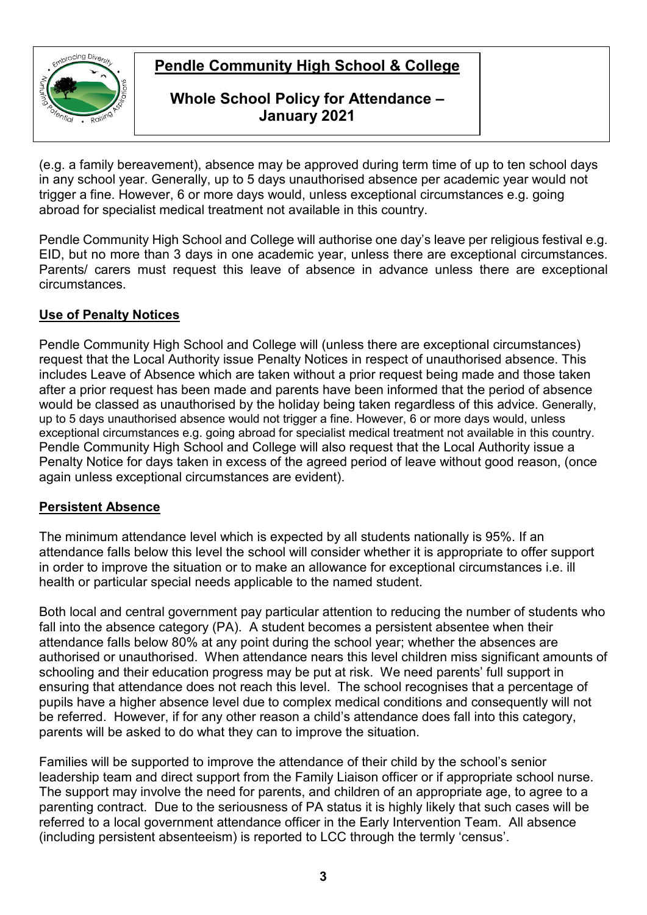(e.g. a family bereavement), absence may be approved during term time of up to ten school days in any school year. Generally, up to 5 days unauthorised absence per academic year would not trigger a fine. However, 6 or more days would, unless exceptional circumstances e.g. going abroad for specialist medical treatment not available in this country.

Pendle Community High School and College will authorise one day's leave per religious festival e.g. EID, but no more than 3 days in one academic year, unless there are exceptional circumstances. Parents/ carers must request this leave of absence in advance unless there are exceptional circumstances.

## Use of Penalty Notices

Pendle Community High School and College will (unless there are exceptional circumstances) request that the Local Authority issue Penalty Notices in respect of unauthorised absence. This includes Leave of Absence which are taken without a prior request being made and those taken after a prior request has been made and parents have been informed that the period of absence would be classed as unauthorised by the holiday being taken regardless of this advice. Generally, up to 5 days unauthorised absence would not trigger a fine. However, 6 or more days would, unless exceptional circumstances e.g. going abroad for specialist medical treatment not available in this country. Pendle Community High School and College will also request that the Local Authority issue a Penalty Notice for days taken in excess of the agreed period of leave without good reason, (once again unless exceptional circumstances are evident).

## Persistent Absence

The minimum attendance level which is expected by all students nationally is 95%. If an attendance falls below this level the school will consider whether it is appropriate to offer support in order to improve the situation or to make an allowance for exceptional circumstances i.e. ill health or particular special needs applicable to the named student.

Both local and central government pay particular attention to reducing the number of students who fall into the absence category (PA). A student becomes a persistent absentee when their attendance falls below 80% at any point during the school year; whether the absences are authorised or unauthorised. When attendance nears this level children miss significant amounts of schooling and their education progress may be put at risk. We need parents' full support in ensuring that attendance does not reach this level. The school recognises that a percentage of pupils have a higher absence level due to complex medical conditions and consequently will not be referred. However, if for any other reason a child's attendance does fall into this category, parents will be asked to do what they can to improve the situation.

Families will be supported to improve the attendance of their child by the school's senior leadership team and direct support from the Family Liaison officer or if appropriate school nurse. The support may involve the need for parents, and children of an appropriate age, to agree to a parenting contract. Due to the seriousness of PA status it is highly likely that such cases will be referred to a local government attendance officer in the Early Intervention Team. All absence (including persistent absenteeism) is reported to LCC through the termly 'census'.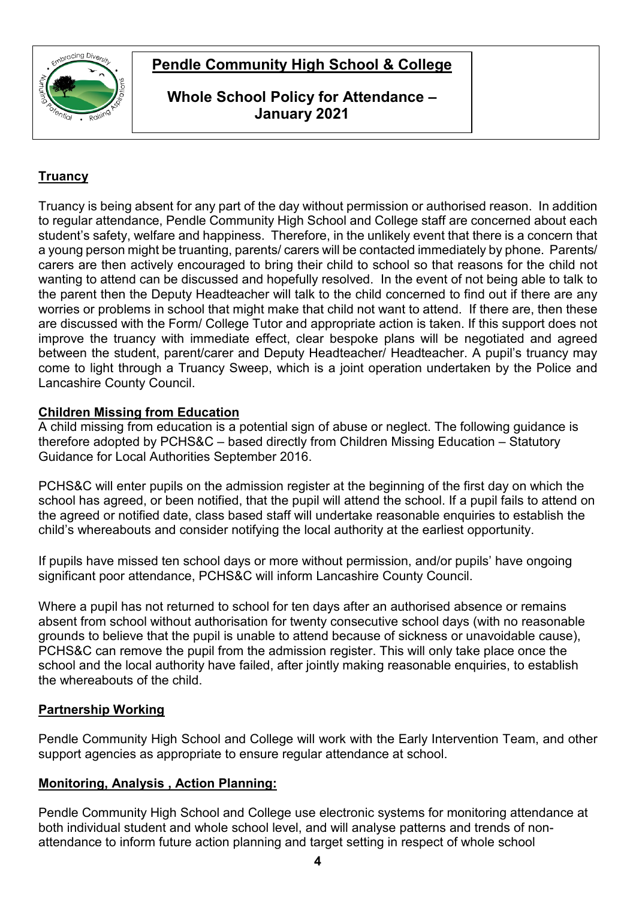## Truancy

Truancy is being absent for any part of the day without permission or authorised reason. In addition to regular attendance, Pendle Community High School and College staff are concerned about each student's safety, welfare and happiness. Therefore, in the unlikely event that there is a concern that a young person might be truanting, parents/ carers will be contacted immediately by phone. Parents/ carers are then actively encouraged to bring their child to school so that reasons for the child not wanting to attend can be discussed and hopefully resolved. In the event of not being able to talk to the parent then the Deputy Headteacher will talk to the child concerned to find out if there are any worries or problems in school that might make that child not want to attend. If there are, then these are discussed with the Form/ College Tutor and appropriate action is taken. If this support does not improve the truancy with immediate effect, clear bespoke plans will be negotiated and agreed between the student, parent/carer and Deputy Headteacher/ Headteacher. A pupil's truancy may come to light through a Truancy Sweep, which is a joint operation undertaken by the Police and Lancashire County Council.

## Children Missing from Education

A child missing from education is a potential sign of abuse or neglect. The following guidance is therefore adopted by PCHS&C – based directly from Children Missing Education – Statutory Guidance for Local Authorities September 2016.

PCHS&C will enter pupils on the admission register at the beginning of the first day on which the school has agreed, or been notified, that the pupil will attend the school. If a pupil fails to attend on the agreed or notified date, class based staff will undertake reasonable enquiries to establish the child's whereabouts and consider notifying the local authority at the earliest opportunity.

If pupils have missed ten school days or more without permission, and/or pupils' have ongoing significant poor attendance, PCHS&C will inform Lancashire County Council.

Where a pupil has not returned to school for ten days after an authorised absence or remains absent from school without authorisation for twenty consecutive school days (with no reasonable grounds to believe that the pupil is unable to attend because of sickness or unavoidable cause), PCHS&C can remove the pupil from the admission register. This will only take place once the school and the local authority have failed, after jointly making reasonable enquiries, to establish the whereabouts of the child.

## Partnership Working

Pendle Community High School and College will work with the Early Intervention Team, and other support agencies as appropriate to ensure regular attendance at school.

## Monitoring, Analysis , Action Planning:

Pendle Community High School and College use electronic systems for monitoring attendance at both individual student and whole school level, and will analyse patterns and trends of non-attendance to inform future action planning and target setting in respect of whole school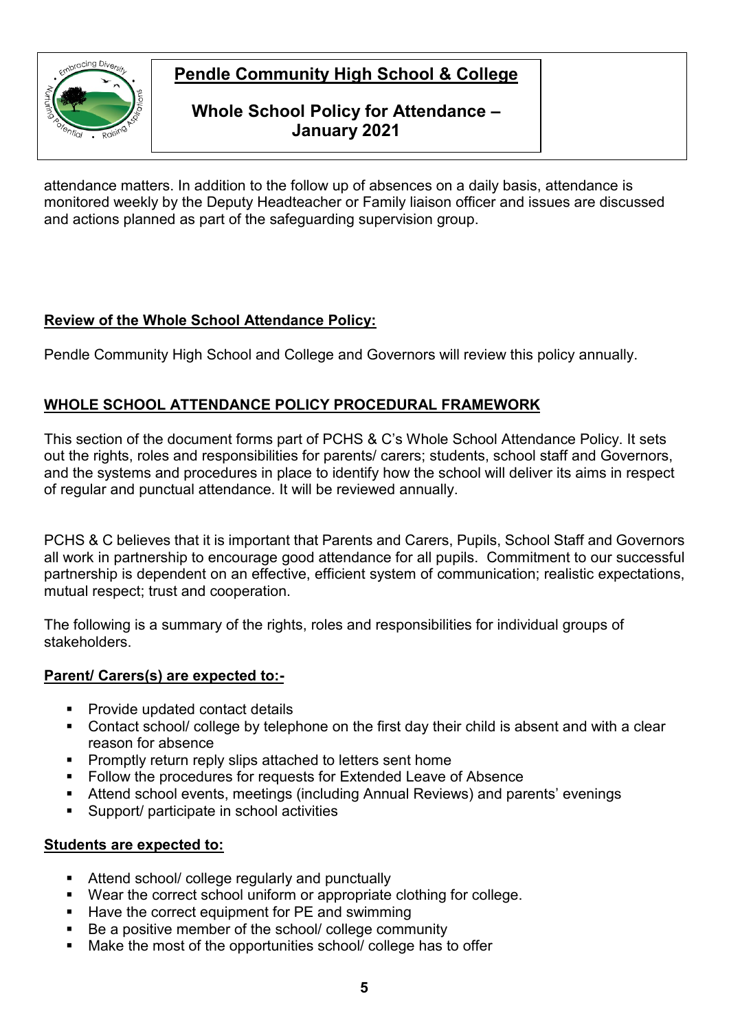attendance matters. In addition to the follow up of absences on a daily basis, attendance is monitored weekly by the Deputy Headteacher or Family liaison officer and issues are discussed and actions planned as part of the safeguarding supervision group.

## **Review of the Whole School Attendance Policy:**

Pendle Community High School and College and Governors will review this policy annually.

## **WHOLE SCHOOL ATTENDANCE POLICY PROCEDURAL FRAMEWORK**

This section of the document forms part of PCHS & C's Whole School Attendance Policy. It sets out the rights, roles and responsibilities for parents/ carers; students, school staff and Governors, and the systems and procedures in place to identify how the school will deliver its aims in respect of regular and punctual attendance. It will be reviewed annually.

PCHS & C believes that it is important that Parents and Carers, Pupils, School Staff and Governors all work in partnership to encourage good attendance for all pupils. Commitment to our successful partnership is dependent on an effective, efficient system of communication; realistic expectations, mutual respect; trust and cooperation.

The following is a summary of the rights, roles and responsibilities for individual groups of stakeholders.

### **Parent/ Carers(s) are expected to:-**

- Provide updated contact details
- Contact school/ college by telephone on the first day their child is absent and with a clear reason for absence
- Promptly return reply slips attached to letters sent home
- Follow the procedures for requests for Extended Leave of Absence
- Attend school events, meetings (including Annual Reviews) and parents' evenings
- Support/ participate in school activities

### **Students are expected to:**

- Attend school/ college regularly and punctually
- Wear the correct school uniform or appropriate clothing for college.
- Have the correct equipment for PE and swimming
- Be a positive member of the school/ college community
- Make the most of the opportunities school/ college has to offer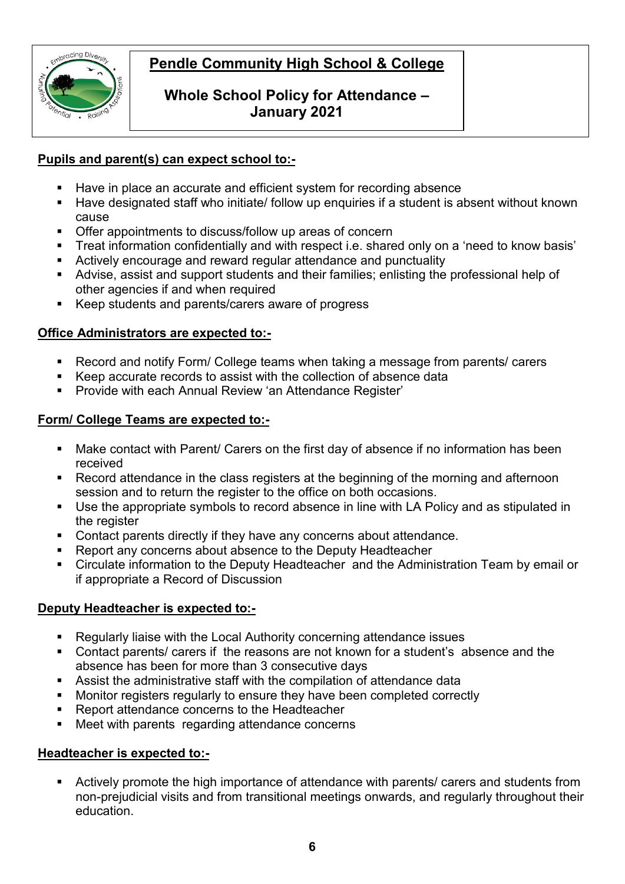# Pendle Community High School & College

## Whole School Policy for Attendance – January 2021

**Pupils and parent(s) can expect school to:-**

- Have in place an accurate and efficient system for recording absence
- Have designated staff who initiate/ follow up enquiries if a student is absent without known cause
- Offer appointments to discuss/follow up areas of concern
- Treat information confidentially and with respect i.e. shared only on a 'need to know basis'
- Actively encourage and reward regular attendance and punctuality
- Advise, assist and support students and their families; enlisting the professional help of other agencies if and when required
- Keep students and parents/carers aware of progress

**Office Administrators are expected to:-**

- Record and notify Form/ College teams when taking a message from parents/ carers
- Keep accurate records to assist with the collection of absence data
- Provide with each Annual Review 'an Attendance Register'

**Form/ College Teams are expected to:-**

- Make contact with Parent/ Carers on the first day of absence if no information has been received
- Record attendance in the class registers at the beginning of the morning and afternoon session and to return the register to the office on both occasions.
- Use the appropriate symbols to record absence in line with LA Policy and as stipulated in the register
- Contact parents directly if they have any concerns about attendance.
- Report any concerns about absence to the Deputy Headteacher
- Circulate information to the Deputy Headteacher and the Administration Team by email or if appropriate a Record of Discussion

**Deputy Headteacher is expected to:-**

- Regularly liaise with the Local Authority concerning attendance issues
- Contact parents/ carers if the reasons are not known for a student's absence and the absence has been for more than 3 consecutive days
- Assist the administrative staff with the compilation of attendance data
- Monitor registers regularly to ensure they have been completed correctly
- Report attendance concerns to the Headteacher
- Meet with parents regarding attendance concerns

**Headteacher is expected to:-**

- Actively promote the high importance of attendance with parents/ carers and students from non-prejudicial visits and from transitional meetings onwards, and regularly throughout their education.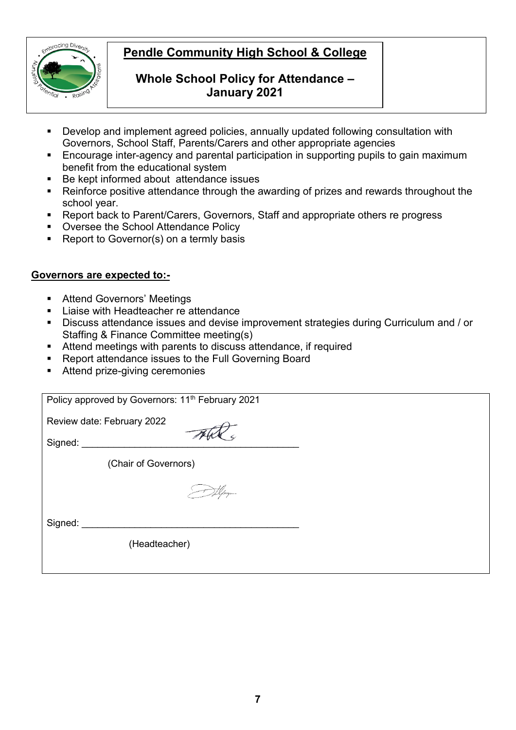- Develop and implement agreed policies, annually updated following consultation with Governors, School Staff, Parents/Carers and other appropriate agencies
- Encourage inter-agency and parental participation in supporting pupils to gain maximum benefit from the educational system
- Be kept informed about attendance issues
- Reinforce positive attendance through the awarding of prizes and rewards throughout the school year.
- Report back to Parent/Carers, Governors, Staff and appropriate others re progress
- Oversee the School Attendance Policy
- Report to Governor(s) on a termly basis

**Governors are expected to:-**

- Attend Governors' Meetings
- Liaise with Headteacher re attendance
- Discuss attendance issues and devise improvement strategies during Curriculum and / or Staffing & Finance Committee meeting(s)
- Attend meetings with parents to discuss attendance, if required
- Report attendance issues to the Full Governing Board
- Attend prize-giving ceremonies

Policy approved by Governors: 11th February 2021

Review date: February 2022

Signed: ________________________________________

(Chair of Governors)

Signed: ________________________________________

(Headteacher)